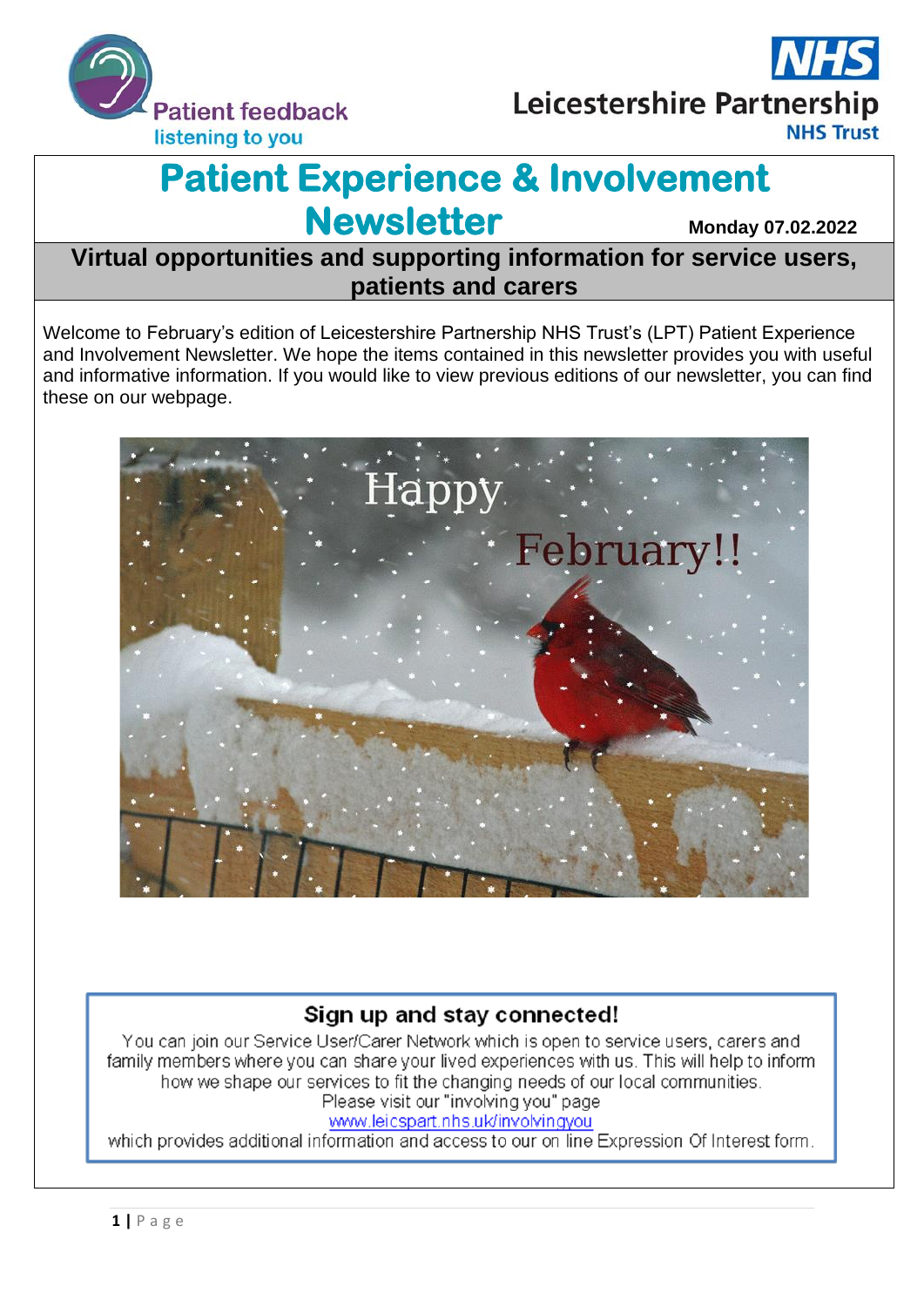Patient feedback
listening to you

Leicestershire Partnership NHS Trust

# Patient Experience & Involvement Newsletter

**Monday 07.02.2022**

## Virtual opportunities and supporting information for service users, patients and carers

Welcome to February's edition of Leicestershire Partnership NHS Trust's (LPT) Patient Experience and Involvement Newsletter. We hope the items contained in this newsletter provides you with useful and informative information. If you would like to view previous editions of our newsletter, you can find these on our webpage.

### Sign up and stay connected!

You can join our Service User/Carer Network which is open to service users, carers and family members where you can share your lived experiences with us. This will help to inform how we shape our services to fit the changing needs of our local communities.
Please visit our "involving you" page
www.leicspart.nhs.uk/involvingyou
which provides additional information and access to our on line Expression Of Interest form.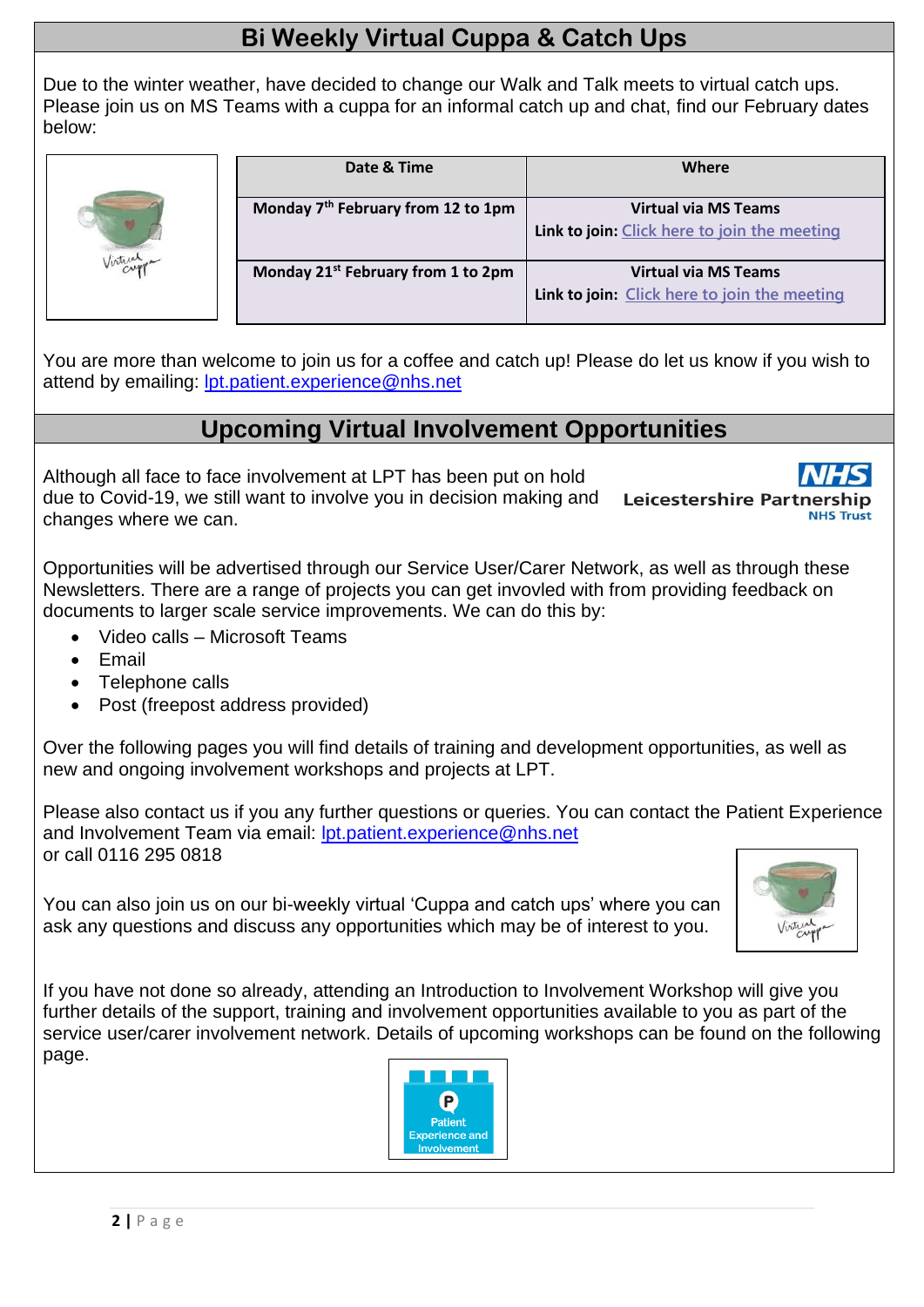## Bi Weekly Virtual Cuppa & Catch Ups

Due to the winter weather, have decided to change our Walk and Talk meets to virtual catch ups. Please join us on MS Teams with a cuppa for an informal catch up and chat, find our February dates below:

| Date & Time | Where |
|---|---|
| **Monday 7th February from 12 to 1pm** | **Virtual via MS Teams**<br>**Link to join:** Click here to join the meeting |
| **Monday 21st February from 1 to 2pm** | **Virtual via MS Teams**<br>**Link to join:** Click here to join the meeting |

You are more than welcome to join us for a coffee and catch up! Please do let us know if you wish to attend by emailing: lpt.patient.experience@nhs.net

## Upcoming Virtual Involvement Opportunities

Although all face to face involvement at LPT has been put on hold due to Covid-19, we still want to involve you in decision making and changes where we can.

Opportunities will be advertised through our Service User/Carer Network, as well as through these Newsletters. There are a range of projects you can get invovled with from providing feedback on documents to larger scale service improvements. We can do this by:

- Video calls – Microsoft Teams
- Email
- Telephone calls
- Post (freepost address provided)

Over the following pages you will find details of training and development opportunities, as well as new and ongoing involvement workshops and projects at LPT.

Please also contact us if you any further questions or queries. You can contact the Patient Experience and Involvement Team via email: lpt.patient.experience@nhs.net
or call 0116 295 0818

You can also join us on our bi-weekly virtual 'Cuppa and catch ups' where you can ask any questions and discuss any opportunities which may be of interest to you.

If you have not done so already, attending an Introduction to Involvement Workshop will give you further details of the support, training and involvement opportunities available to you as part of the service user/carer involvement network. Details of upcoming workshops can be found on the following page.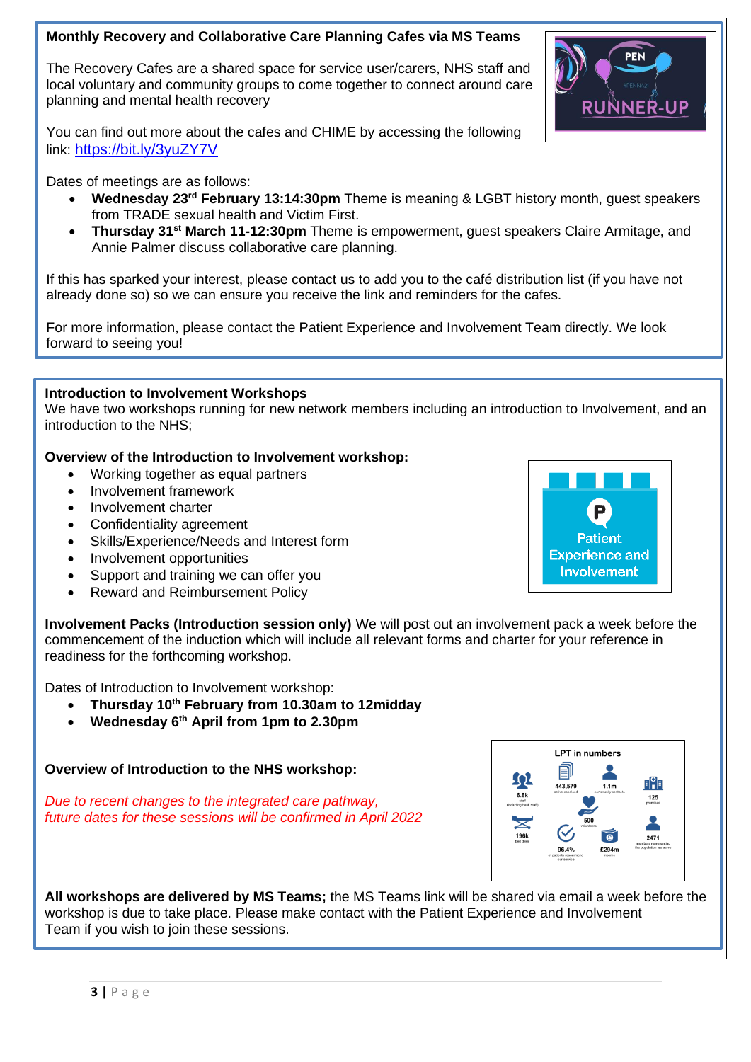## Monthly Recovery and Collaborative Care Planning Cafes via MS Teams

The Recovery Cafes are a shared space for service user/carers, NHS staff and local voluntary and community groups to come together to connect around care planning and mental health recovery

You can find out more about the cafes and CHIME by accessing the following link: https://bit.ly/3yuZY7V

Dates of meetings are as follows:

- **Wednesday 23rd February 13:14:30pm** Theme is meaning & LGBT history month, guest speakers from TRADE sexual health and Victim First.
- **Thursday 31st March 11-12:30pm** Theme is empowerment, guest speakers Claire Armitage, and Annie Palmer discuss collaborative care planning.

If this has sparked your interest, please contact us to add you to the café distribution list (if you have not already done so) so we can ensure you receive the link and reminders for the cafes.

For more information, please contact the Patient Experience and Involvement Team directly. We look forward to seeing you!

## Introduction to Involvement Workshops

We have two workshops running for new network members including an introduction to Involvement, and an introduction to the NHS;

**Overview of the Introduction to Involvement workshop:**

- Working together as equal partners
- Involvement framework
- Involvement charter
- Confidentiality agreement
- Skills/Experience/Needs and Interest form
- Involvement opportunities
- Support and training we can offer you
- Reward and Reimbursement Policy

**Involvement Packs (Introduction session only)** We will post out an involvement pack a week before the commencement of the induction which will include all relevant forms and charter for your reference in readiness for the forthcoming workshop.

Dates of Introduction to Involvement workshop:

- **Thursday 10th February from 10.30am to 12midday**
- **Wednesday 6th April from 1pm to 2.30pm**

**Overview of Introduction to the NHS workshop:**

*Due to recent changes to the integrated care pathway, future dates for these sessions will be confirmed in April 2022*

**All workshops are delivered by MS Teams;** the MS Teams link will be shared via email a week before the workshop is due to take place. Please make contact with the Patient Experience and Involvement Team if you wish to join these sessions.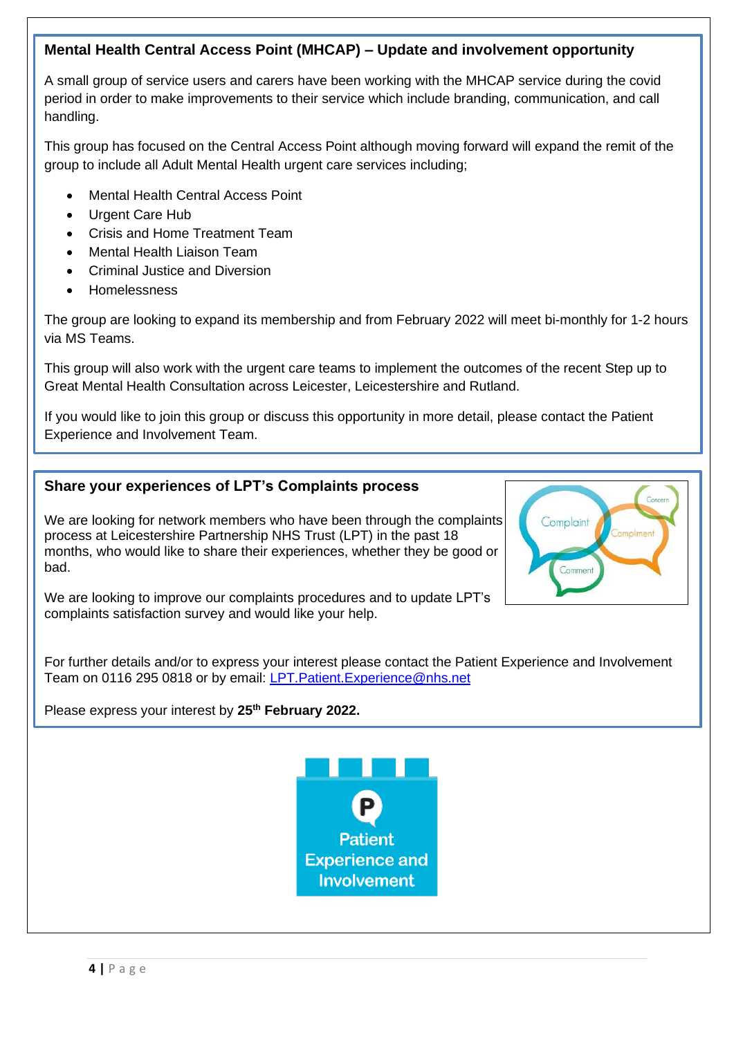## Mental Health Central Access Point (MHCAP) – Update and involvement opportunity

A small group of service users and carers have been working with the MHCAP service during the covid period in order to make improvements to their service which include branding, communication, and call handling.

This group has focused on the Central Access Point although moving forward will expand the remit of the group to include all Adult Mental Health urgent care services including;

- Mental Health Central Access Point
- Urgent Care Hub
- Crisis and Home Treatment Team
- Mental Health Liaison Team
- Criminal Justice and Diversion
- Homelessness

The group are looking to expand its membership and from February 2022 will meet bi-monthly for 1-2 hours via MS Teams.

This group will also work with the urgent care teams to implement the outcomes of the recent Step up to Great Mental Health Consultation across Leicester, Leicestershire and Rutland.

If you would like to join this group or discuss this opportunity in more detail, please contact the Patient Experience and Involvement Team.

## Share your experiences of LPT's Complaints process

We are looking for network members who have been through the complaints process at Leicestershire Partnership NHS Trust (LPT) in the past 18 months, who would like to share their experiences, whether they be good or bad.

We are looking to improve our complaints procedures and to update LPT's complaints satisfaction survey and would like your help.

For further details and/or to express your interest please contact the Patient Experience and Involvement Team on 0116 295 0818 or by email: LPT.Patient.Experience@nhs.net

Please express your interest by **25th February 2022.**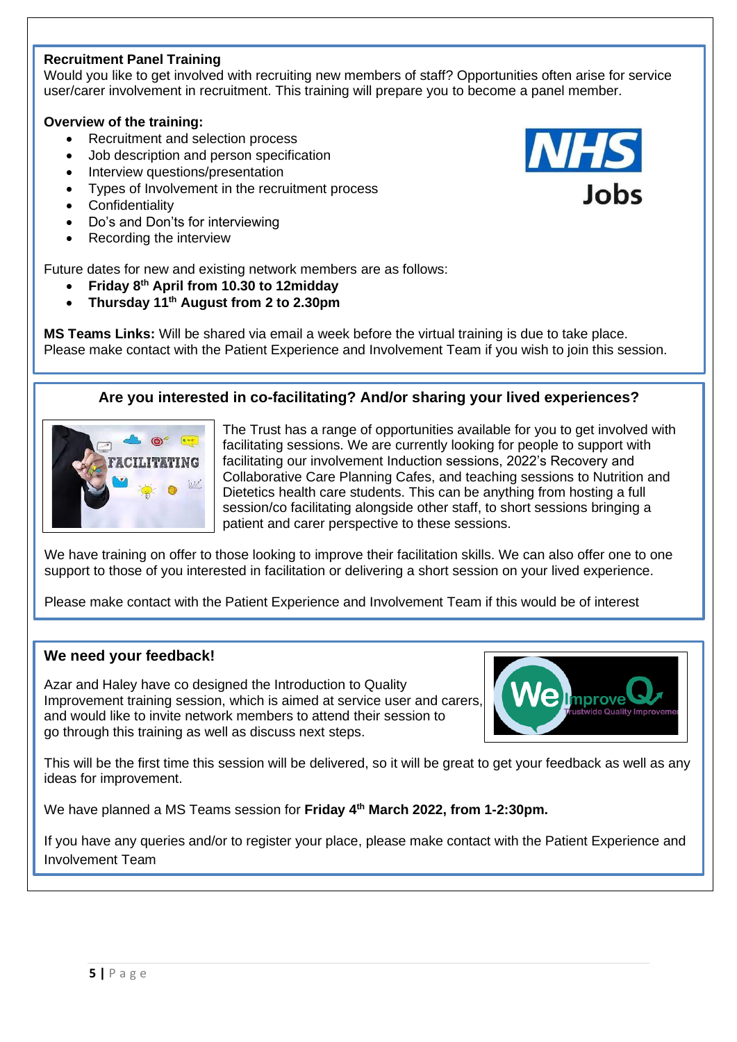## Recruitment Panel Training

Would you like to get involved with recruiting new members of staff? Opportunities often arise for service user/carer involvement in recruitment. This training will prepare you to become a panel member.

**Overview of the training:**

- Recruitment and selection process
- Job description and person specification
- Interview questions/presentation
- Types of Involvement in the recruitment process
- Confidentiality
- Do's and Don'ts for interviewing
- Recording the interview

Future dates for new and existing network members are as follows:

- **Friday 8th April from 10.30 to 12midday**
- **Thursday 11th August from 2 to 2.30pm**

**MS Teams Links:** Will be shared via email a week before the virtual training is due to take place. Please make contact with the Patient Experience and Involvement Team if you wish to join this session.

## Are you interested in co-facilitating? And/or sharing your lived experiences?

The Trust has a range of opportunities available for you to get involved with facilitating sessions. We are currently looking for people to support with facilitating our involvement Induction sessions, 2022's Recovery and Collaborative Care Planning Cafes, and teaching sessions to Nutrition and Dietetics health care students. This can be anything from hosting a full session/co facilitating alongside other staff, to short sessions bringing a patient and carer perspective to these sessions.

We have training on offer to those looking to improve their facilitation skills. We can also offer one to one support to those of you interested in facilitation or delivering a short session on your lived experience.

Please make contact with the Patient Experience and Involvement Team if this would be of interest

## We need your feedback!

Azar and Haley have co designed the Introduction to Quality Improvement training session, which is aimed at service user and carers, and would like to invite network members to attend their session to go through this training as well as discuss next steps.

This will be the first time this session will be delivered, so it will be great to get your feedback as well as any ideas for improvement.

We have planned a MS Teams session for **Friday 4th March 2022, from 1-2:30pm.**

If you have any queries and/or to register your place, please make contact with the Patient Experience and Involvement Team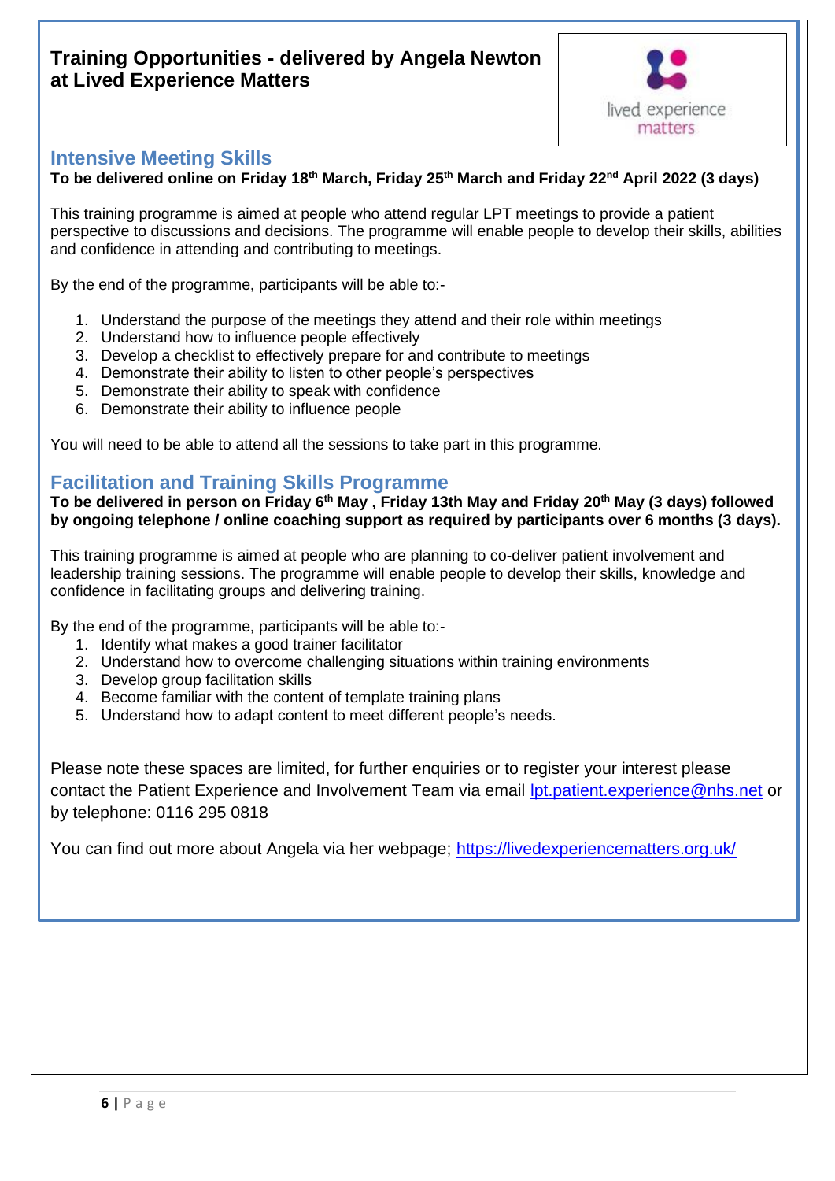## Training Opportunities - delivered by Angela Newton at Lived Experience Matters

lived experience matters

### Intensive Meeting Skills

**To be delivered online on Friday 18th March, Friday 25th March and Friday 22nd April 2022 (3 days)**

This training programme is aimed at people who attend regular LPT meetings to provide a patient perspective to discussions and decisions. The programme will enable people to develop their skills, abilities and confidence in attending and contributing to meetings.

By the end of the programme, participants will be able to:-

1. Understand the purpose of the meetings they attend and their role within meetings
2. Understand how to influence people effectively
3. Develop a checklist to effectively prepare for and contribute to meetings
4. Demonstrate their ability to listen to other people's perspectives
5. Demonstrate their ability to speak with confidence
6. Demonstrate their ability to influence people

You will need to be able to attend all the sessions to take part in this programme.

### Facilitation and Training Skills Programme

**To be delivered in person on Friday 6th May , Friday 13th May and Friday 20th May (3 days) followed by ongoing telephone / online coaching support as required by participants over 6 months (3 days).**

This training programme is aimed at people who are planning to co-deliver patient involvement and leadership training sessions. The programme will enable people to develop their skills, knowledge and confidence in facilitating groups and delivering training.

By the end of the programme, participants will be able to:-

1. Identify what makes a good trainer facilitator
2. Understand how to overcome challenging situations within training environments
3. Develop group facilitation skills
4. Become familiar with the content of template training plans
5. Understand how to adapt content to meet different people's needs.

Please note these spaces are limited, for further enquiries or to register your interest please contact the Patient Experience and Involvement Team via email lpt.patient.experience@nhs.net or by telephone: 0116 295 0818

You can find out more about Angela via her webpage; https://livedexperiencematters.org.uk/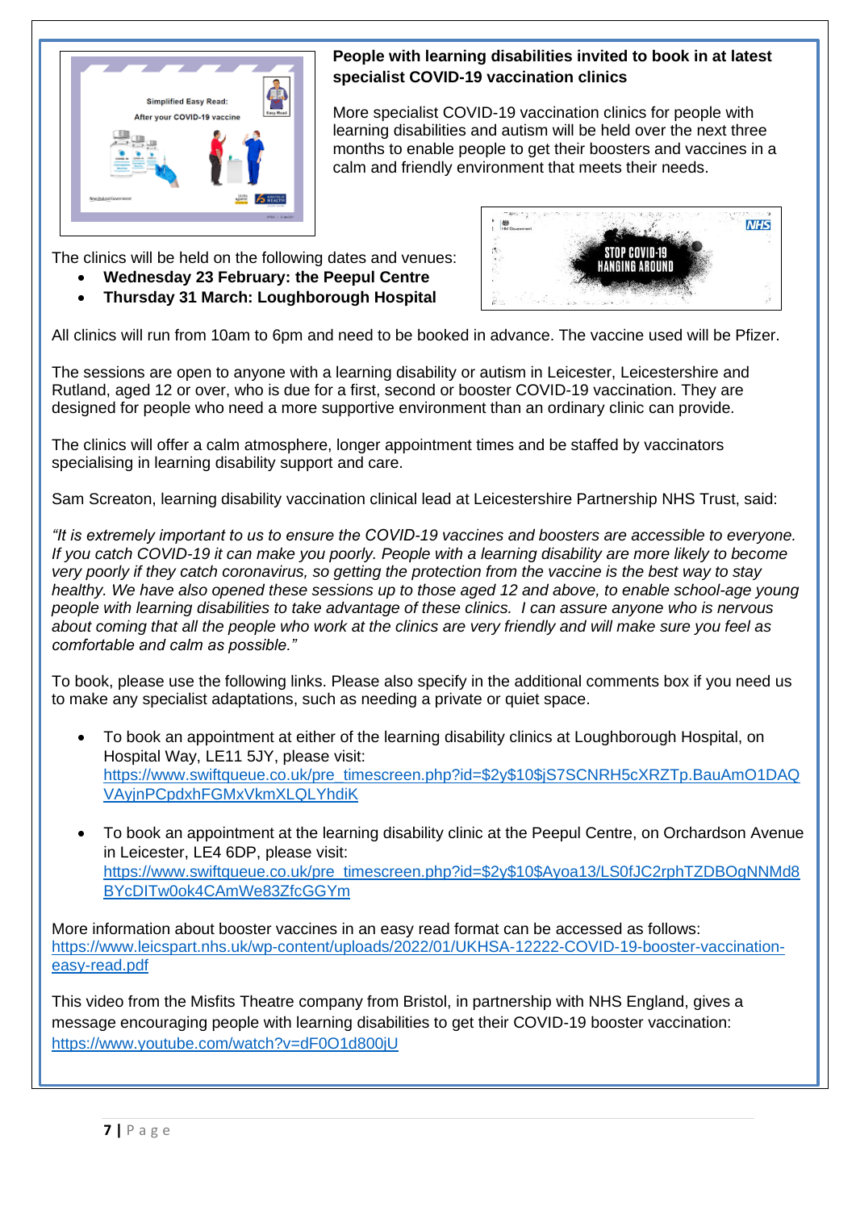**People with learning disabilities invited to book in at latest specialist COVID-19 vaccination clinics**

More specialist COVID-19 vaccination clinics for people with learning disabilities and autism will be held over the next three months to enable people to get their boosters and vaccines in a calm and friendly environment that meets their needs.

The clinics will be held on the following dates and venues:

- **Wednesday 23 February: the Peepul Centre**
- **Thursday 31 March: Loughborough Hospital**

All clinics will run from 10am to 6pm and need to be booked in advance. The vaccine used will be Pfizer.

The sessions are open to anyone with a learning disability or autism in Leicester, Leicestershire and Rutland, aged 12 or over, who is due for a first, second or booster COVID-19 vaccination. They are designed for people who need a more supportive environment than an ordinary clinic can provide.

The clinics will offer a calm atmosphere, longer appointment times and be staffed by vaccinators specialising in learning disability support and care.

Sam Screaton, learning disability vaccination clinical lead at Leicestershire Partnership NHS Trust, said:

*"It is extremely important to us to ensure the COVID-19 vaccines and boosters are accessible to everyone. If you catch COVID-19 it can make you poorly. People with a learning disability are more likely to become very poorly if they catch coronavirus, so getting the protection from the vaccine is the best way to stay healthy. We have also opened these sessions up to those aged 12 and above, to enable school-age young people with learning disabilities to take advantage of these clinics. I can assure anyone who is nervous about coming that all the people who work at the clinics are very friendly and will make sure you feel as comfortable and calm as possible."*

To book, please use the following links. Please also specify in the additional comments box if you need us to make any specialist adaptations, such as needing a private or quiet space.

- To book an appointment at either of the learning disability clinics at Loughborough Hospital, on Hospital Way, LE11 5JY, please visit: https://www.swiftqueue.co.uk/pre_timescreen.php?id=$2y$10$jS7SCNRH5cXRZTp.BauAmO1DAQVAyjnPCpdxhFGMxVkmXLQLYhdiK

- To book an appointment at the learning disability clinic at the Peepul Centre, on Orchardson Avenue in Leicester, LE4 6DP, please visit: https://www.swiftqueue.co.uk/pre_timescreen.php?id=$2y$10$Ayoa13/LS0fJC2rphTZDBOgNNMd8BYcDITw0ok4CAmWe83ZfcGGYm

More information about booster vaccines in an easy read format can be accessed as follows: https://www.leicspart.nhs.uk/wp-content/uploads/2022/01/UKHSA-12222-COVID-19-booster-vaccination-easy-read.pdf

This video from the Misfits Theatre company from Bristol, in partnership with NHS England, gives a message encouraging people with learning disabilities to get their COVID-19 booster vaccination: https://www.youtube.com/watch?v=dF0O1d800jU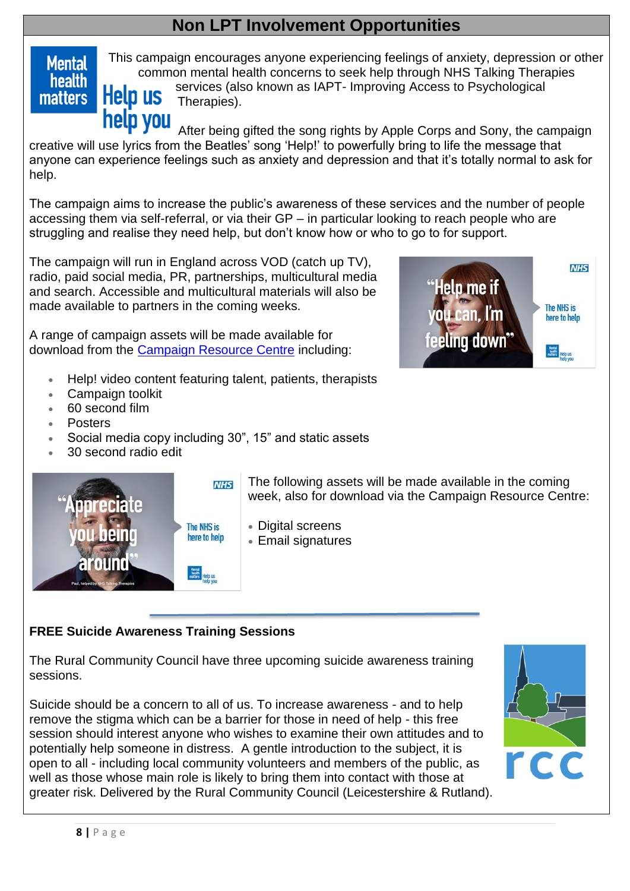## Non LPT Involvement Opportunities

This campaign encourages anyone experiencing feelings of anxiety, depression or other common mental health concerns to seek help through NHS Talking Therapies services (also known as IAPT- Improving Access to Psychological Therapies).

After being gifted the song rights by Apple Corps and Sony, the campaign creative will use lyrics from the Beatles' song 'Help!' to powerfully bring to life the message that anyone can experience feelings such as anxiety and depression and that it's totally normal to ask for help.

The campaign aims to increase the public's awareness of these services and the number of people accessing them via self-referral, or via their GP – in particular looking to reach people who are struggling and realise they need help, but don't know how or who to go to for support.

The campaign will run in England across VOD (catch up TV), radio, paid social media, PR, partnerships, multicultural media and search. Accessible and multicultural materials will also be made available to partners in the coming weeks.

A range of campaign assets will be made available for download from the Campaign Resource Centre including:

- Help! video content featuring talent, patients, therapists
- Campaign toolkit
- 60 second film
- Posters
- Social media copy including 30", 15" and static assets
- 30 second radio edit

The following assets will be made available in the coming week, also for download via the Campaign Resource Centre:

- Digital screens
- Email signatures

---

**FREE Suicide Awareness Training Sessions**

The Rural Community Council have three upcoming suicide awareness training sessions.

Suicide should be a concern to all of us. To increase awareness - and to help remove the stigma which can be a barrier for those in need of help - this free session should interest anyone who wishes to examine their own attitudes and to potentially help someone in distress. A gentle introduction to the subject, it is open to all - including local community volunteers and members of the public, as well as those whose main role is likely to bring them into contact with those at greater risk. Delivered by the Rural Community Council (Leicestershire & Rutland).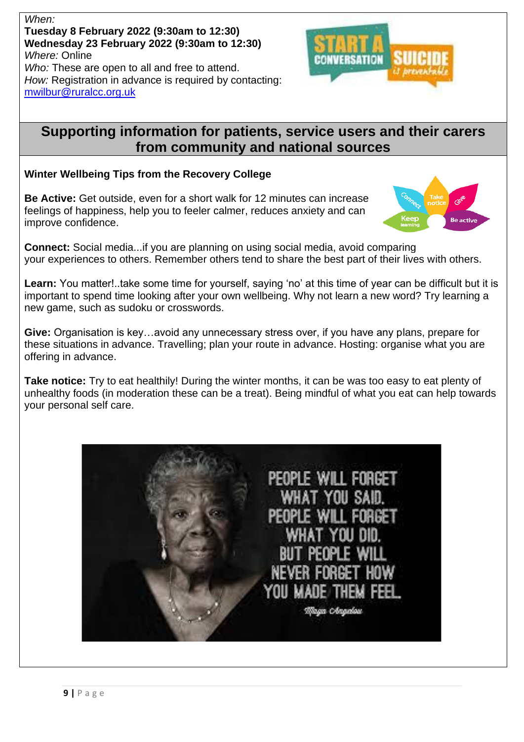*When:*
**Tuesday 8 February 2022 (9:30am to 12:30)**
**Wednesday 23 February 2022 (9:30am to 12:30)**
*Where:* Online
*Who:* These are open to all and free to attend.
*How:* Registration in advance is required by contacting: mwilbur@ruralcc.org.uk

## Supporting information for patients, service users and their carers from community and national sources

**Winter Wellbeing Tips from the Recovery College**

**Be Active:** Get outside, even for a short walk for 12 minutes can increase feelings of happiness, help you to feeler calmer, reduces anxiety and can improve confidence.

**Connect:** Social media...if you are planning on using social media, avoid comparing your experiences to others. Remember others tend to share the best part of their lives with others.

**Learn:** You matter!..take some time for yourself, saying 'no' at this time of year can be difficult but it is important to spend time looking after your own wellbeing. Why not learn a new word? Try learning a new game, such as sudoku or crosswords.

**Give:** Organisation is key…avoid any unnecessary stress over, if you have any plans, prepare for these situations in advance. Travelling; plan your route in advance. Hosting: organise what you are offering in advance.

**Take notice:** Try to eat healthily! During the winter months, it can be was too easy to eat plenty of unhealthy foods (in moderation these can be a treat). Being mindful of what you eat can help towards your personal self care.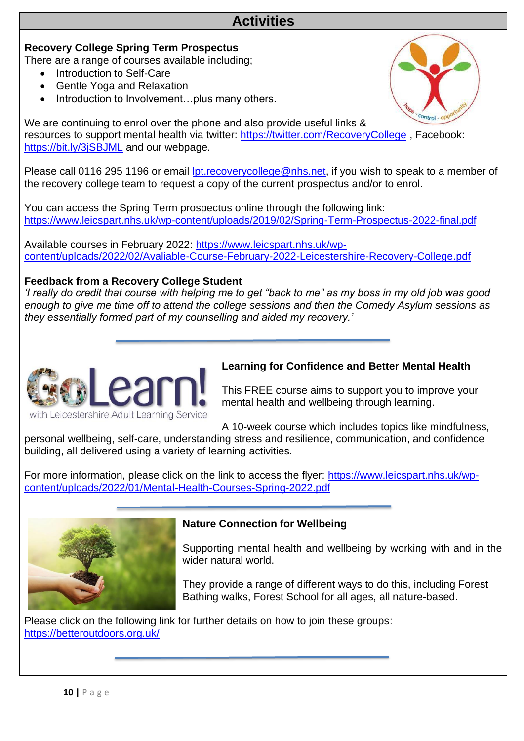# Activities

**Recovery College Spring Term Prospectus**

There are a range of courses available including;

- Introduction to Self-Care
- Gentle Yoga and Relaxation
- Introduction to Involvement…plus many others.

We are continuing to enrol over the phone and also provide useful links & resources to support mental health via twitter: https://twitter.com/RecoveryCollege , Facebook: https://bit.ly/3jSBJML and our webpage.

Please call 0116 295 1196 or email lpt.recoverycollege@nhs.net, if you wish to speak to a member of the recovery college team to request a copy of the current prospectus and/or to enrol.

You can access the Spring Term prospectus online through the following link: https://www.leicspart.nhs.uk/wp-content/uploads/2019/02/Spring-Term-Prospectus-2022-final.pdf

Available courses in February 2022: https://www.leicspart.nhs.uk/wp-content/uploads/2022/02/Avaliable-Course-February-2022-Leicestershire-Recovery-College.pdf

**Feedback from a Recovery College Student**

*'I really do credit that course with helping me to get "back to me" as my boss in my old job was good enough to give me time off to attend the college sessions and then the Comedy Asylum sessions as they essentially formed part of my counselling and aided my recovery.'*

---

**Learning for Confidence and Better Mental Health**

This FREE course aims to support you to improve your mental health and wellbeing through learning.

A 10-week course which includes topics like mindfulness, personal wellbeing, self-care, understanding stress and resilience, communication, and confidence building, all delivered using a variety of learning activities.

For more information, please click on the link to access the flyer: https://www.leicspart.nhs.uk/wp-content/uploads/2022/01/Mental-Health-Courses-Spring-2022.pdf

---

**Nature Connection for Wellbeing**

Supporting mental health and wellbeing by working with and in the wider natural world.

They provide a range of different ways to do this, including Forest Bathing walks, Forest School for all ages, all nature-based.

Please click on the following link for further details on how to join these groups: https://betteroutdoors.org.uk/

---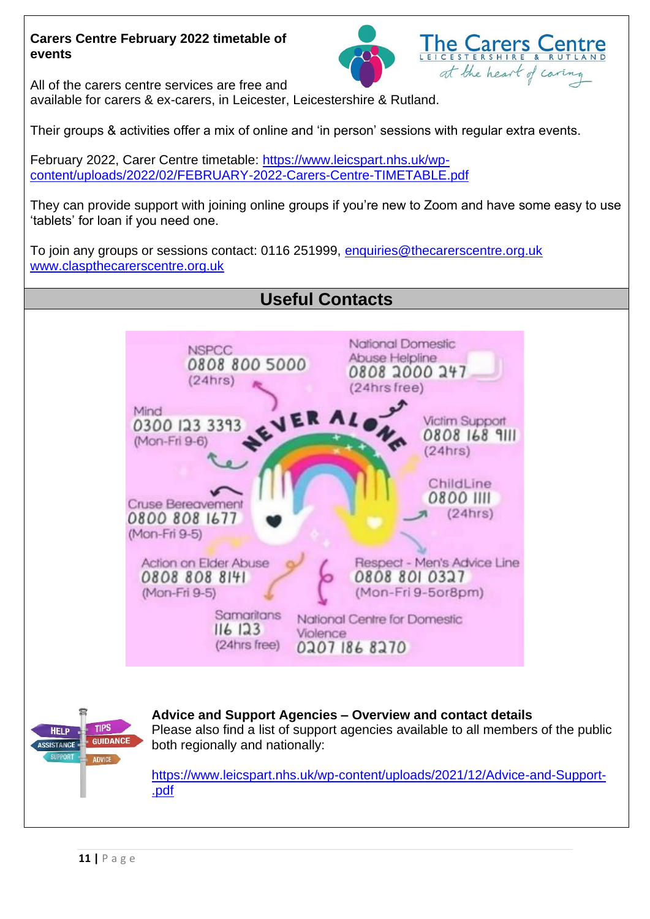**Carers Centre February 2022 timetable of events**

All of the carers centre services are free and available for carers & ex-carers, in Leicester, Leicestershire & Rutland.

Their groups & activities offer a mix of online and 'in person' sessions with regular extra events.

February 2022, Carer Centre timetable: https://www.leicspart.nhs.uk/wp-content/uploads/2022/02/FEBRUARY-2022-Carers-Centre-TIMETABLE.pdf

They can provide support with joining online groups if you're new to Zoom and have some easy to use 'tablets' for loan if you need one.

To join any groups or sessions contact: 0116 251999, enquiries@thecarerscentre.org.uk www.claspthecarerscentre.org.uk

## Useful Contacts

NEVER ALONE

NSPCC
0808 800 5000
(24hrs)

National Domestic Abuse Helpline
0808 2000 247
(24hrs free)

Mind
0300 123 3393
(Mon-Fri 9-6)

Victim Support
0808 168 9111
(24hrs)

ChildLine
0800 1111
(24hrs)

Cruse Bereavement
0800 808 1677
(Mon-Fri 9-5)

Action on Elder Abuse
0808 808 8141
(Mon-Fri 9-5)

Respect - Men's Advice Line
0808 801 0327
(Mon-Fri 9-5or8pm)

Samaritans
116 123
(24hrs free)

National Centre for Domestic Violence
0207 186 8270

**Advice and Support Agencies – Overview and contact details**
Please also find a list of support agencies available to all members of the public both regionally and nationally:

https://www.leicspart.nhs.uk/wp-content/uploads/2021/12/Advice-and-Support-.pdf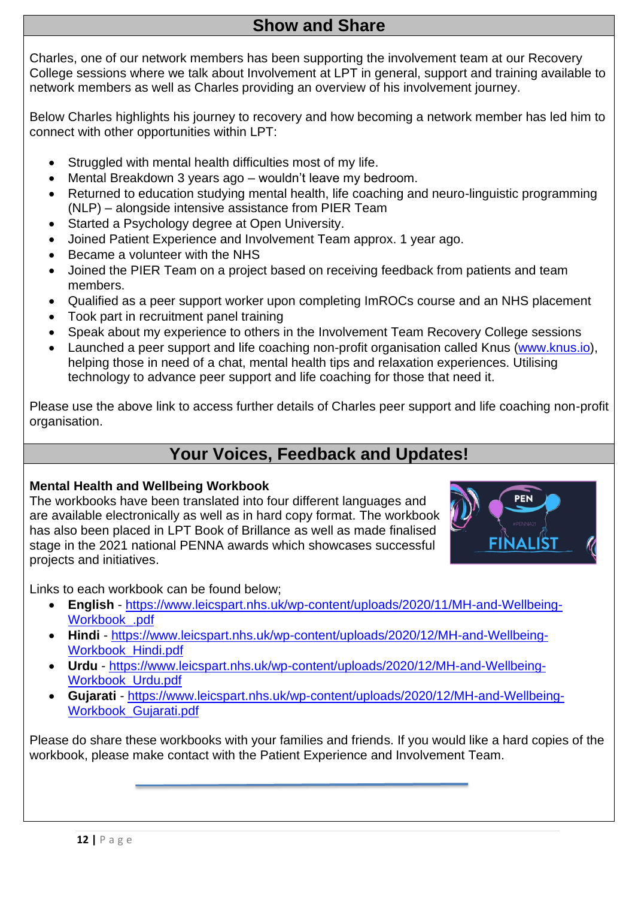## Show and Share

Charles, one of our network members has been supporting the involvement team at our Recovery College sessions where we talk about Involvement at LPT in general, support and training available to network members as well as Charles providing an overview of his involvement journey.

Below Charles highlights his journey to recovery and how becoming a network member has led him to connect with other opportunities within LPT:

- Struggled with mental health difficulties most of my life.
- Mental Breakdown 3 years ago – wouldn't leave my bedroom.
- Returned to education studying mental health, life coaching and neuro-linguistic programming (NLP) – alongside intensive assistance from PIER Team
- Started a Psychology degree at Open University.
- Joined Patient Experience and Involvement Team approx. 1 year ago.
- Became a volunteer with the NHS
- Joined the PIER Team on a project based on receiving feedback from patients and team members.
- Qualified as a peer support worker upon completing ImROCs course and an NHS placement
- Took part in recruitment panel training
- Speak about my experience to others in the Involvement Team Recovery College sessions
- Launched a peer support and life coaching non-profit organisation called Knus ([www.knus.io](http://www.knus.io)), helping those in need of a chat, mental health tips and relaxation experiences. Utilising technology to advance peer support and life coaching for those that need it.

Please use the above link to access further details of Charles peer support and life coaching non-profit organisation.

## Your Voices, Feedback and Updates!

**Mental Health and Wellbeing Workbook**

The workbooks have been translated into four different languages and are available electronically as well as in hard copy format. The workbook has also been placed in LPT Book of Brillance as well as made finalised stage in the 2021 national PENNA awards which showcases successful projects and initiatives.

Links to each workbook can be found below;

- **English** - https://www.leicspart.nhs.uk/wp-content/uploads/2020/11/MH-and-Wellbeing-Workbook_.pdf
- **Hindi** - https://www.leicspart.nhs.uk/wp-content/uploads/2020/12/MH-and-Wellbeing-Workbook_Hindi.pdf
- **Urdu** - https://www.leicspart.nhs.uk/wp-content/uploads/2020/12/MH-and-Wellbeing-Workbook_Urdu.pdf
- **Gujarati** - https://www.leicspart.nhs.uk/wp-content/uploads/2020/12/MH-and-Wellbeing-Workbook_Gujarati.pdf

Please do share these workbooks with your families and friends. If you would like a hard copies of the workbook, please make contact with the Patient Experience and Involvement Team.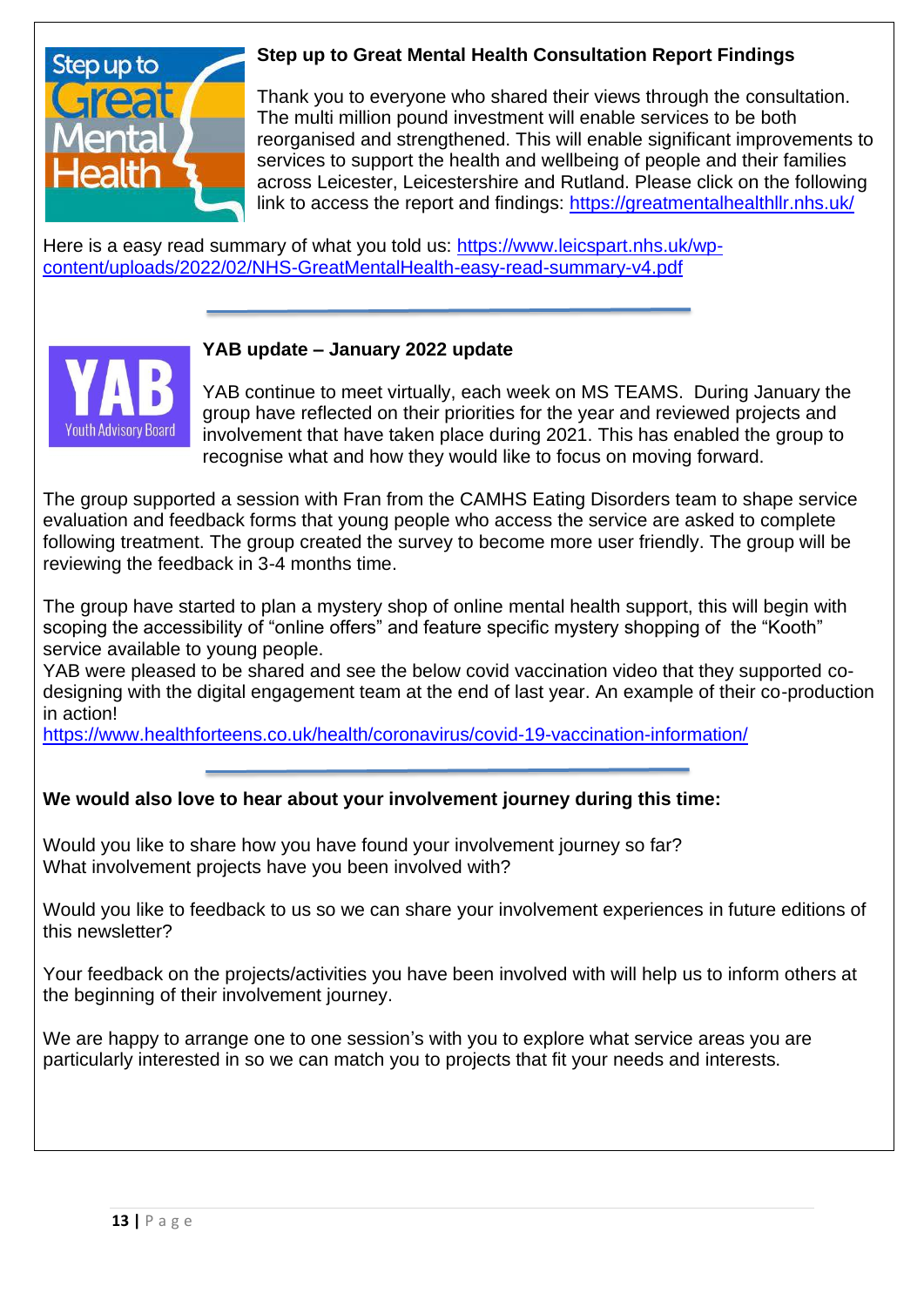## Step up to Great Mental Health Consultation Report Findings

Thank you to everyone who shared their views through the consultation. The multi million pound investment will enable services to be both reorganised and strengthened. This will enable significant improvements to services to support the health and wellbeing of people and their families across Leicester, Leicestershire and Rutland. Please click on the following link to access the report and findings: https://greatmentalhealthllr.nhs.uk/

Here is a easy read summary of what you told us: https://www.leicspart.nhs.uk/wp-content/uploads/2022/02/NHS-GreatMentalHealth-easy-read-summary-v4.pdf

---

## YAB update – January 2022 update

YAB continue to meet virtually, each week on MS TEAMS. During January the group have reflected on their priorities for the year and reviewed projects and involvement that have taken place during 2021. This has enabled the group to recognise what and how they would like to focus on moving forward.

The group supported a session with Fran from the CAMHS Eating Disorders team to shape service evaluation and feedback forms that young people who access the service are asked to complete following treatment. The group created the survey to become more user friendly. The group will be reviewing the feedback in 3-4 months time.

The group have started to plan a mystery shop of online mental health support, this will begin with scoping the accessibility of "online offers" and feature specific mystery shopping of the "Kooth" service available to young people.
YAB were pleased to be shared and see the below covid vaccination video that they supported co-designing with the digital engagement team at the end of last year. An example of their co-production in action!
https://www.healthforteens.co.uk/health/coronavirus/covid-19-vaccination-information/

---

**We would also love to hear about your involvement journey during this time:**

Would you like to share how you have found your involvement journey so far?
What involvement projects have you been involved with?

Would you like to feedback to us so we can share your involvement experiences in future editions of this newsletter?

Your feedback on the projects/activities you have been involved with will help us to inform others at the beginning of their involvement journey.

We are happy to arrange one to one session's with you to explore what service areas you are particularly interested in so we can match you to projects that fit your needs and interests.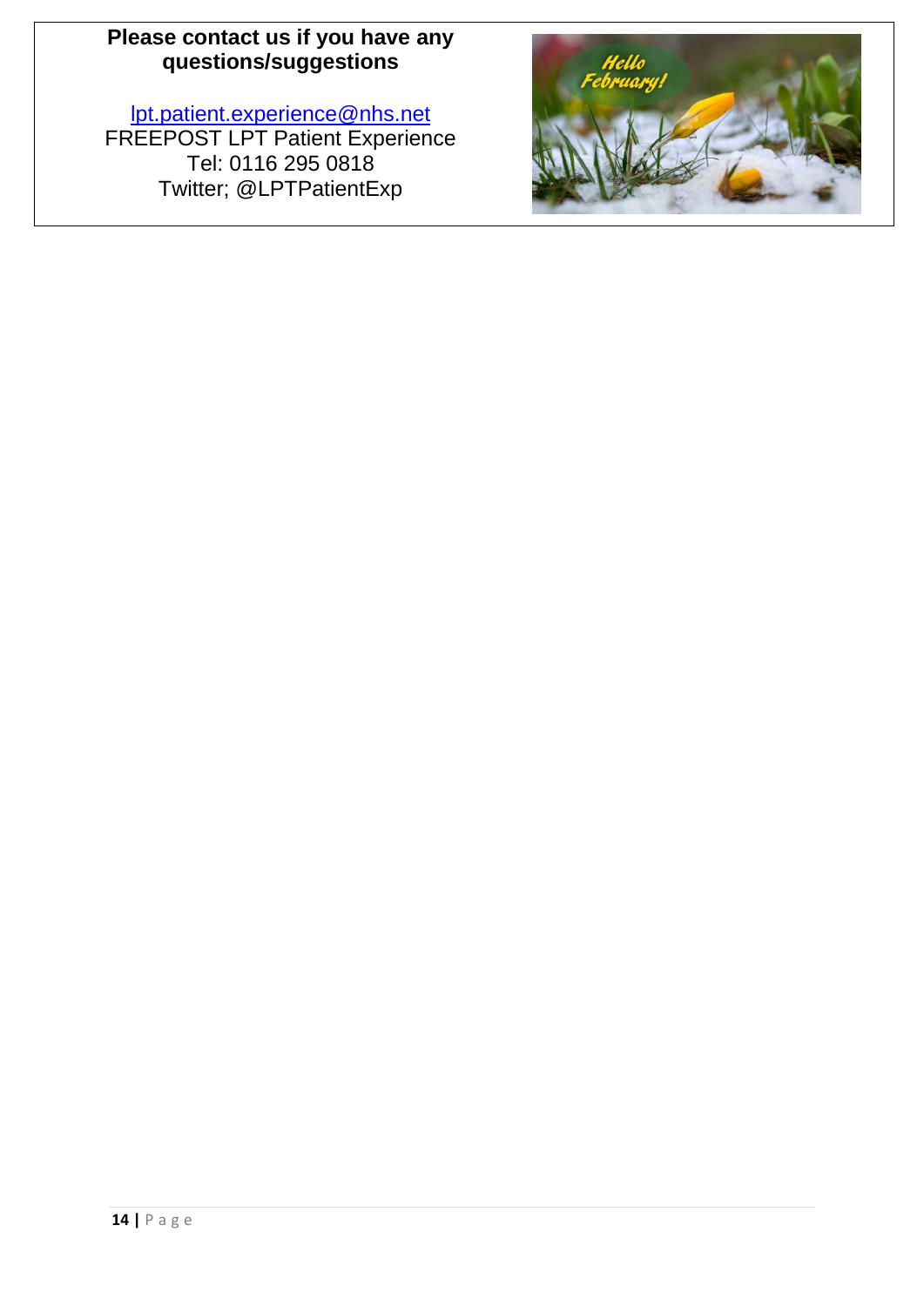**Please contact us if you have any questions/suggestions**

lpt.patient.experience@nhs.net
FREEPOST LPT Patient Experience
Tel: 0116 295 0818
Twitter; @LPTPatientExp